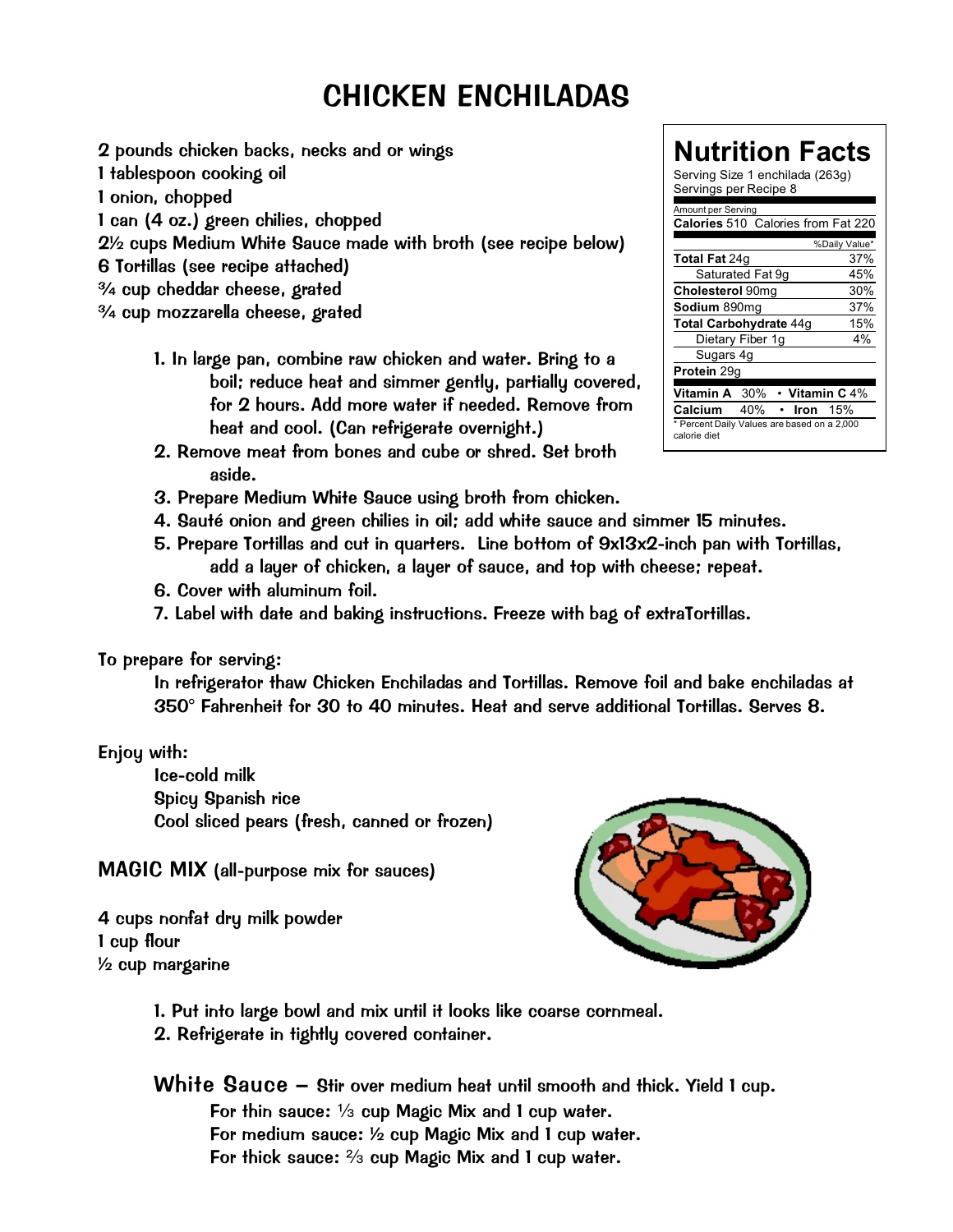# CHICKEN ENCHILADAS

2 pounds chicken backs, necks and or wings
1 tablespoon cooking oil
1 onion, chopped
1 can (4 oz.) green chilies, chopped
2½ cups Medium White Sauce made with broth (see recipe below)
6 Tortillas (see recipe attached)
¾ cup cheddar cheese, grated
¾ cup mozzarella cheese, grated

| Nutrition Facts | |
|---|---|
| Serving Size 1 enchilada (263g) | |
| Servings per Recipe 8 | |
| Amount per Serving | |
| **Calories** 510 Calories from Fat 220 | |
| | %Daily Value* |
| **Total Fat** 24g | 37% |
| Saturated Fat 9g | 45% |
| **Cholesterol** 90mg | 30% |
| **Sodium** 890mg | 37% |
| **Total Carbohydrate** 44g | 15% |
| Dietary Fiber 1g | 4% |
| Sugars 4g | |
| **Protein** 29g | |
| **Vitamin A** 30% • **Vitamin C** 4% | |
| **Calcium** 40% • **Iron** 15% | |
| * Percent Daily Values are based on a 2,000 calorie diet | |

1. In large pan, combine raw chicken and water. Bring to a boil; reduce heat and simmer gently, partially covered, for 2 hours. Add more water if needed. Remove from heat and cool. (Can refrigerate overnight.)
2. Remove meat from bones and cube or shred. Set broth aside.
3. Prepare Medium White Sauce using broth from chicken.
4. Sauté onion and green chilies in oil; add white sauce and simmer 15 minutes.
5. Prepare Tortillas and cut in quarters. Line bottom of 9x13x2-inch pan with Tortillas, add a layer of chicken, a layer of sauce, and top with cheese; repeat.
6. Cover with aluminum foil.
7. Label with date and baking instructions. Freeze with bag of extraTortillas.

To prepare for serving:

In refrigerator thaw Chicken Enchiladas and Tortillas. Remove foil and bake enchiladas at 350° Fahrenheit for 30 to 40 minutes. Heat and serve additional Tortillas. Serves 8.

Enjoy with:

Ice-cold milk
Spicy Spanish rice
Cool sliced pears (fresh, canned or frozen)

## MAGIC MIX (all-purpose mix for sauces)

4 cups nonfat dry milk powder
1 cup flour
½ cup margarine

1. Put into large bowl and mix until it looks like coarse cornmeal.
2. Refrigerate in tightly covered container.

**White Sauce** – Stir over medium heat until smooth and thick. Yield 1 cup.

For thin sauce: ⅓ cup Magic Mix and 1 cup water.
For medium sauce: ½ cup Magic Mix and 1 cup water.
For thick sauce: ⅔ cup Magic Mix and 1 cup water.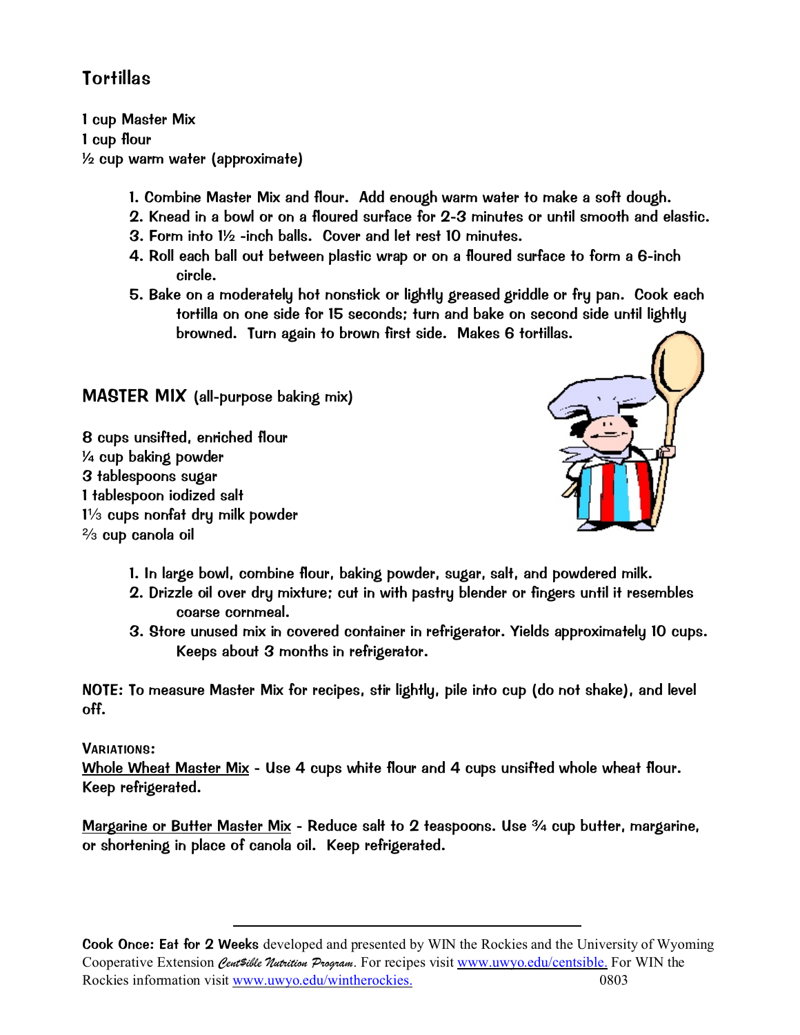## Tortillas

1 cup Master Mix
1 cup flour
½ cup warm water (approximate)

1. Combine Master Mix and flour. Add enough warm water to make a soft dough.
2. Knead in a bowl or on a floured surface for 2-3 minutes or until smooth and elastic.
3. Form into 1½ -inch balls. Cover and let rest 10 minutes.
4. Roll each ball out between plastic wrap or on a floured surface to form a 6-inch circle.
5. Bake on a moderately hot nonstick or lightly greased griddle or fry pan. Cook each tortilla on one side for 15 seconds; turn and bake on second side until lightly browned. Turn again to brown first side. Makes 6 tortillas.

## MASTER MIX (all-purpose baking mix)

8 cups unsifted, enriched flour
¼ cup baking powder
3 tablespoons sugar
1 tablespoon iodized salt
1⅓ cups nonfat dry milk powder
⅔ cup canola oil

1. In large bowl, combine flour, baking powder, sugar, salt, and powdered milk.
2. Drizzle oil over dry mixture; cut in with pastry blender or fingers until it resembles coarse cornmeal.
3. Store unused mix in covered container in refrigerator. Yields approximately 10 cups. Keeps about 3 months in refrigerator.

**NOTE:** To measure Master Mix for recipes, stir lightly, pile into cup (do not shake), and level off.

**VARIATIONS:**

Whole Wheat Master Mix - Use 4 cups white flour and 4 cups unsifted whole wheat flour. Keep refrigerated.

Margarine or Butter Master Mix - Reduce salt to 2 teaspoons. Use ¾ cup butter, margarine, or shortening in place of canola oil. Keep refrigerated.

---

**Cook Once: Eat for 2 Weeks** developed and presented by WIN the Rockies and the University of Wyoming Cooperative Extension *Cent$ible Nutrition Program*. For recipes visit www.uwyo.edu/centsible. For WIN the Rockies information visit www.uwyo.edu/wintherockies. 0803